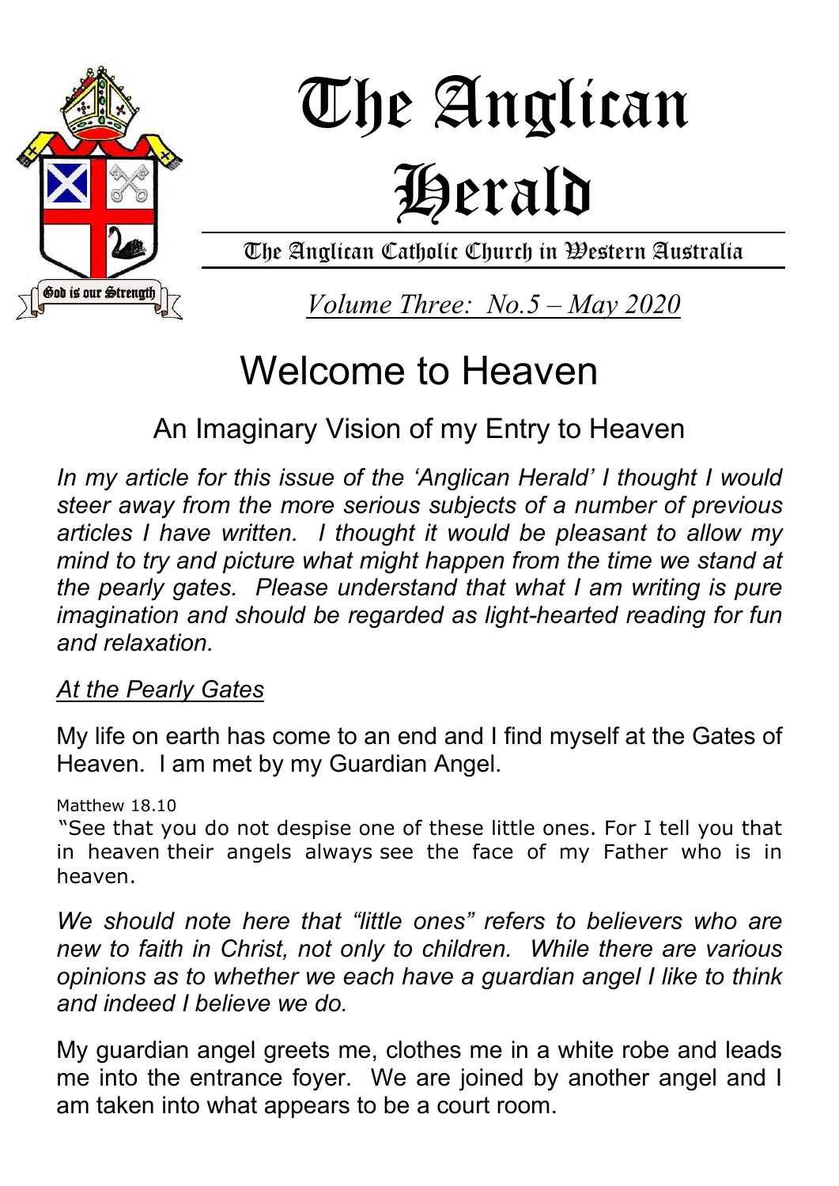# The Anglican Herald

The Anglican Catholic Church in Western Australia

*Volume Three: No.5 – May 2020*

# Welcome to Heaven

## An Imaginary Vision of my Entry to Heaven

*In my article for this issue of the 'Anglican Herald' I thought I would steer away from the more serious subjects of a number of previous articles I have written. I thought it would be pleasant to allow my mind to try and picture what might happen from the time we stand at the pearly gates. Please understand that what I am writing is pure imagination and should be regarded as light-hearted reading for fun and relaxation.*

### *At the Pearly Gates*

My life on earth has come to an end and I find myself at the Gates of Heaven. I am met by my Guardian Angel.

Matthew 18.10
"See that you do not despise one of these little ones. For I tell you that in heaven their angels always see the face of my Father who is in heaven.

*We should note here that "little ones" refers to believers who are new to faith in Christ, not only to children. While there are various opinions as to whether we each have a guardian angel I like to think and indeed I believe we do.*

My guardian angel greets me, clothes me in a white robe and leads me into the entrance foyer. We are joined by another angel and I am taken into what appears to be a court room.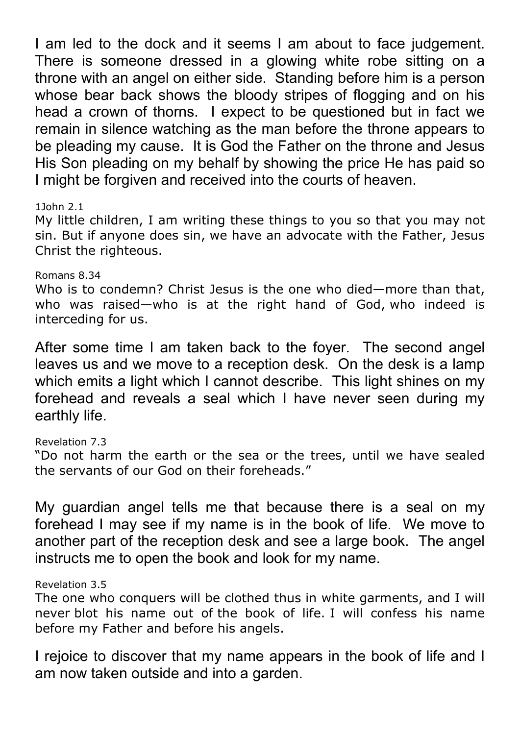I am led to the dock and it seems I am about to face judgement. There is someone dressed in a glowing white robe sitting on a throne with an angel on either side. Standing before him is a person whose bear back shows the bloody stripes of flogging and on his head a crown of thorns. I expect to be questioned but in fact we remain in silence watching as the man before the throne appears to be pleading my cause. It is God the Father on the throne and Jesus His Son pleading on my behalf by showing the price He has paid so I might be forgiven and received into the courts of heaven.

1John 2.1

My little children, I am writing these things to you so that you may not sin. But if anyone does sin, we have an advocate with the Father, Jesus Christ the righteous.

Romans 8.34

Who is to condemn? Christ Jesus is the one who died—more than that, who was raised—who is at the right hand of God, who indeed is interceding for us.

After some time I am taken back to the foyer. The second angel leaves us and we move to a reception desk. On the desk is a lamp which emits a light which I cannot describe. This light shines on my forehead and reveals a seal which I have never seen during my earthly life.

Revelation 7.3

"Do not harm the earth or the sea or the trees, until we have sealed the servants of our God on their foreheads."

My guardian angel tells me that because there is a seal on my forehead I may see if my name is in the book of life. We move to another part of the reception desk and see a large book. The angel instructs me to open the book and look for my name.

Revelation 3.5

The one who conquers will be clothed thus in white garments, and I will never blot his name out of the book of life. I will confess his name before my Father and before his angels.

I rejoice to discover that my name appears in the book of life and I am now taken outside and into a garden.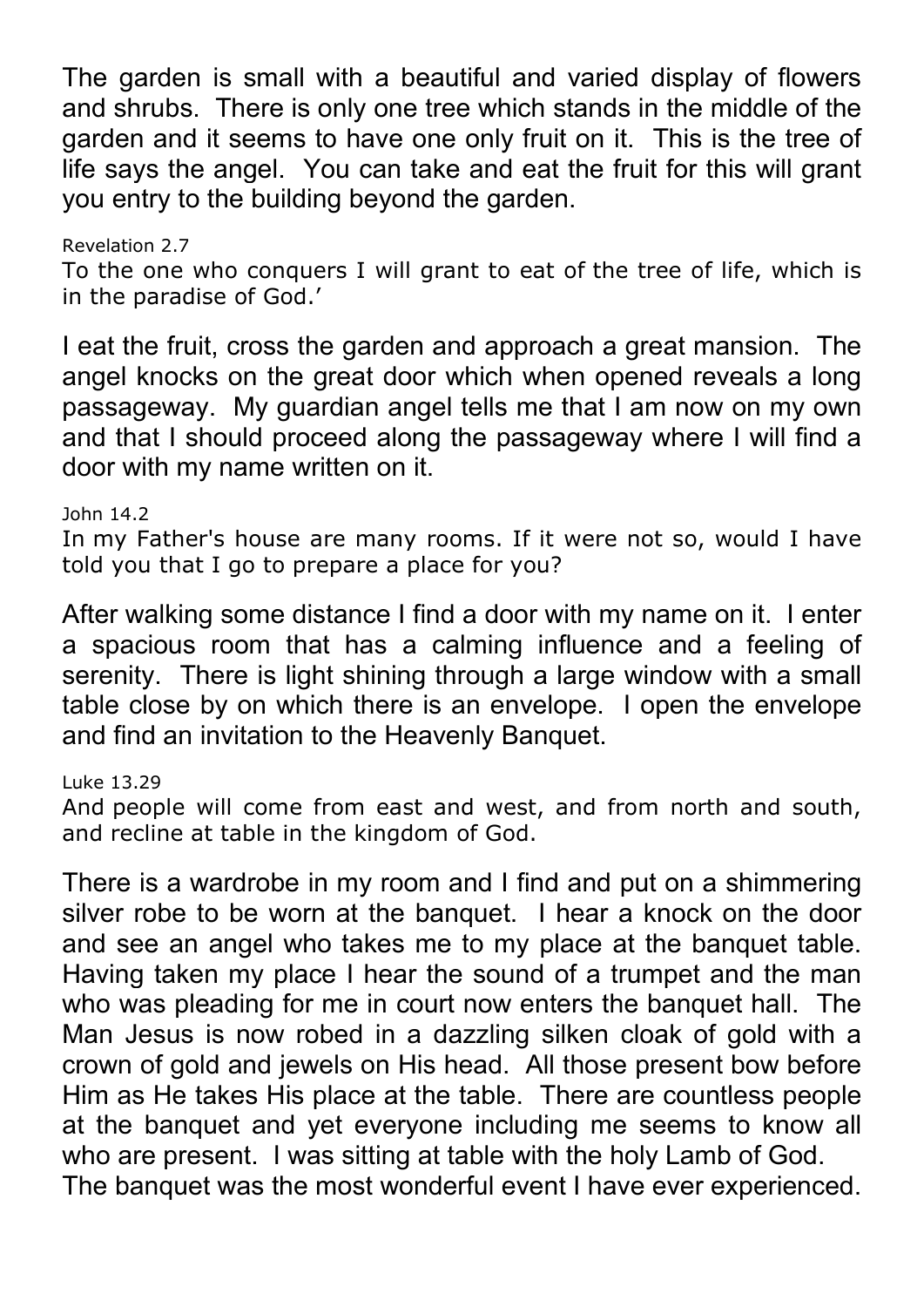The garden is small with a beautiful and varied display of flowers and shrubs. There is only one tree which stands in the middle of the garden and it seems to have one only fruit on it. This is the tree of life says the angel. You can take and eat the fruit for this will grant you entry to the building beyond the garden.

Revelation 2.7
To the one who conquers I will grant to eat of the tree of life, which is in the paradise of God.'

I eat the fruit, cross the garden and approach a great mansion. The angel knocks on the great door which when opened reveals a long passageway. My guardian angel tells me that I am now on my own and that I should proceed along the passageway where I will find a door with my name written on it.

John 14.2
In my Father's house are many rooms. If it were not so, would I have told you that I go to prepare a place for you?

After walking some distance I find a door with my name on it. I enter a spacious room that has a calming influence and a feeling of serenity. There is light shining through a large window with a small table close by on which there is an envelope. I open the envelope and find an invitation to the Heavenly Banquet.

Luke 13.29
And people will come from east and west, and from north and south, and recline at table in the kingdom of God.

There is a wardrobe in my room and I find and put on a shimmering silver robe to be worn at the banquet. I hear a knock on the door and see an angel who takes me to my place at the banquet table. Having taken my place I hear the sound of a trumpet and the man who was pleading for me in court now enters the banquet hall. The Man Jesus is now robed in a dazzling silken cloak of gold with a crown of gold and jewels on His head. All those present bow before Him as He takes His place at the table. There are countless people at the banquet and yet everyone including me seems to know all who are present. I was sitting at table with the holy Lamb of God.
The banquet was the most wonderful event I have ever experienced.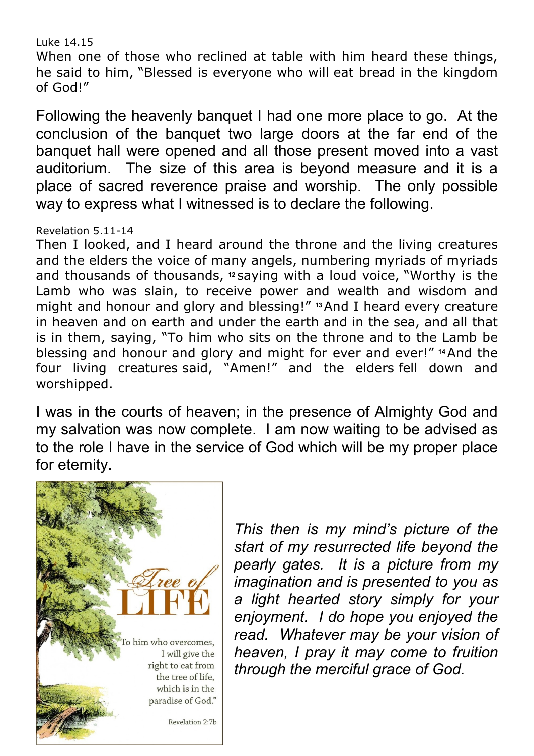Luke 14.15
When one of those who reclined at table with him heard these things, he said to him, "Blessed is everyone who will eat bread in the kingdom of God!"

Following the heavenly banquet I had one more place to go. At the conclusion of the banquet two large doors at the far end of the banquet hall were opened and all those present moved into a vast auditorium. The size of this area is beyond measure and it is a place of sacred reverence praise and worship. The only possible way to express what I witnessed is to declare the following.

Revelation 5.11-14
Then I looked, and I heard around the throne and the living creatures and the elders the voice of many angels, numbering myriads of myriads and thousands of thousands, [12] saying with a loud voice, "Worthy is the Lamb who was slain, to receive power and wealth and wisdom and might and honour and glory and blessing!" [13] And I heard every creature in heaven and on earth and under the earth and in the sea, and all that is in them, saying, "To him who sits on the throne and to the Lamb be blessing and honour and glory and might for ever and ever!" [14] And the four living creatures said, "Amen!" and the elders fell down and worshipped.

I was in the courts of heaven; in the presence of Almighty God and my salvation was now complete. I am now waiting to be advised as to the role I have in the service of God which will be my proper place for eternity.

Tree of LIFE

To him who overcomes, I will give the right to eat from the tree of life, which is in the paradise of God."

Revelation 2:7b

*This then is my mind's picture of the start of my resurrected life beyond the pearly gates. It is a picture from my imagination and is presented to you as a light hearted story simply for your enjoyment. I do hope you enjoyed the read. Whatever may be your vision of heaven, I pray it may come to fruition through the merciful grace of God.*